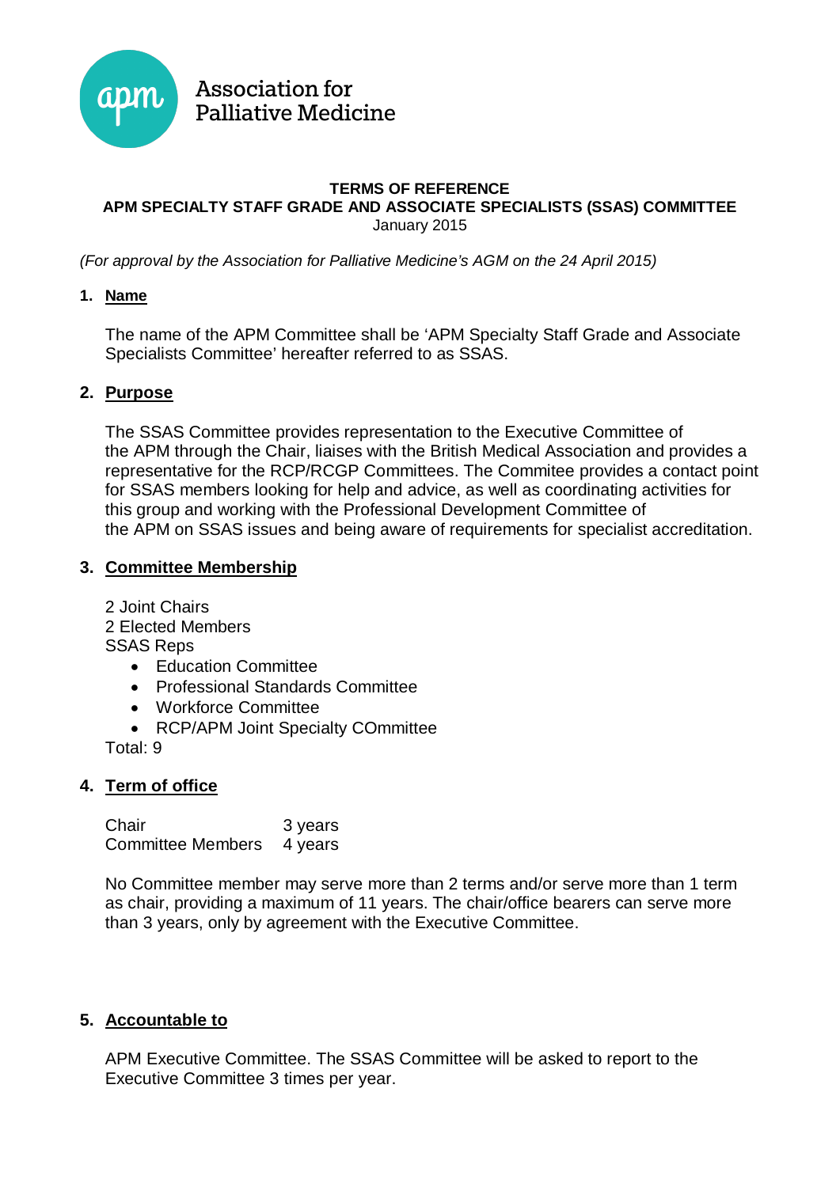Association for Palliative Medicine

**TERMS OF REFERENCE**
**APM SPECIALTY STAFF GRADE AND ASSOCIATE SPECIALISTS (SSAS) COMMITTEE**
January 2015

*(For approval by the Association for Palliative Medicine's AGM on the 24 April 2015)*

1. **Name**

   The name of the APM Committee shall be 'APM Specialty Staff Grade and Associate Specialists Committee' hereafter referred to as SSAS.

2. **Purpose**

   The SSAS Committee provides representation to the Executive Committee of the APM through the Chair, liaises with the British Medical Association and provides a representative for the RCP/RCGP Committees. The Commitee provides a contact point for SSAS members looking for help and advice, as well as coordinating activities for this group and working with the Professional Development Committee of the APM on SSAS issues and being aware of requirements for specialist accreditation.

3. **Committee Membership**

   2 Joint Chairs
   2 Elected Members
   SSAS Reps
   - Education Committee
   - Professional Standards Committee
   - Workforce Committee
   - RCP/APM Joint Specialty COmmittee

   Total: 9

4. **Term of office**

   | | |
   |---|---|
   | Chair | 3 years |
   | Committee Members | 4 years |

   No Committee member may serve more than 2 terms and/or serve more than 1 term as chair, providing a maximum of 11 years. The chair/office bearers can serve more than 3 years, only by agreement with the Executive Committee.

5. **Accountable to**

   APM Executive Committee. The SSAS Committee will be asked to report to the Executive Committee 3 times per year.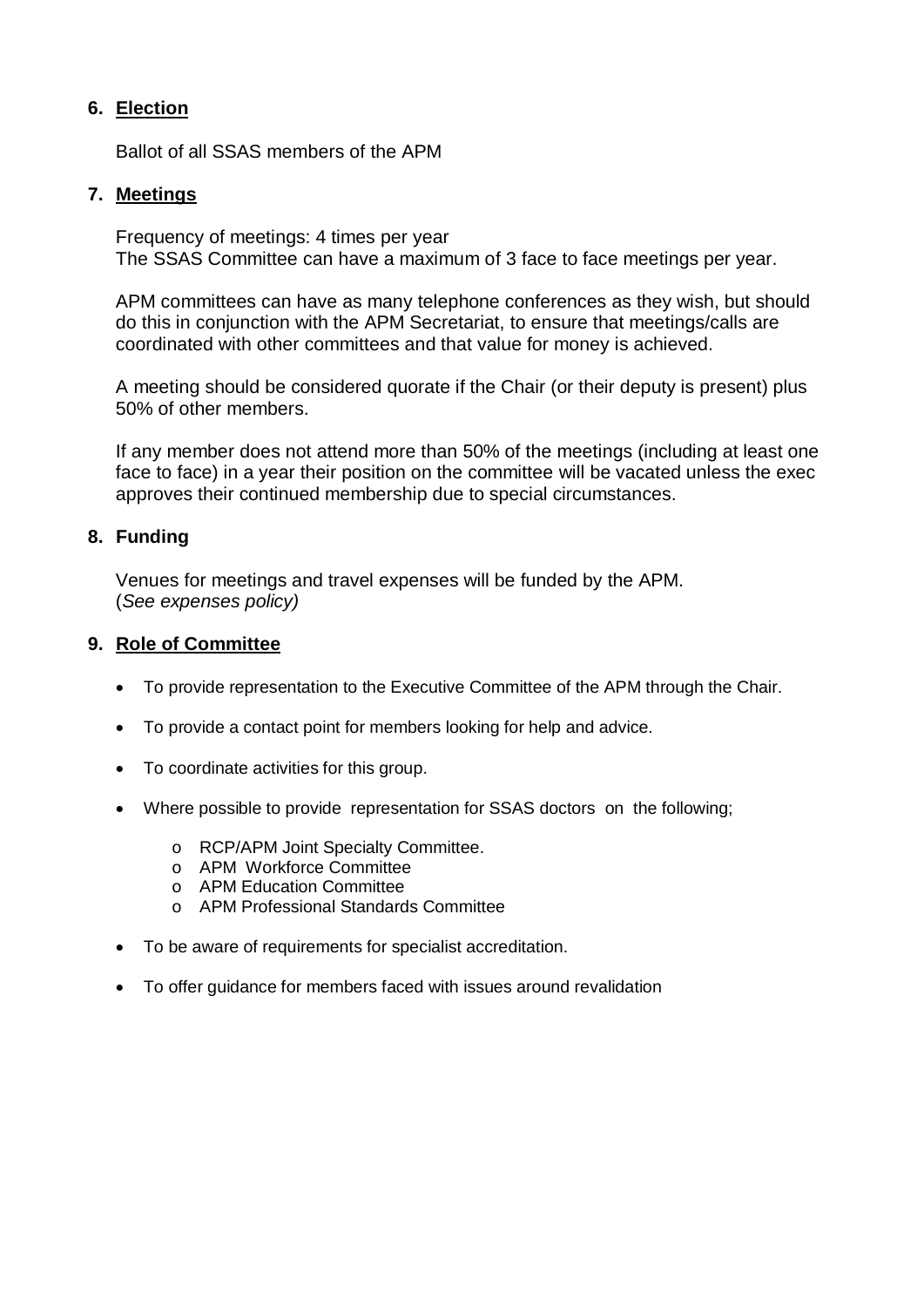## 6. Election

Ballot of all SSAS members of the APM

## 7. Meetings

Frequency of meetings: 4 times per year
The SSAS Committee can have a maximum of 3 face to face meetings per year.

APM committees can have as many telephone conferences as they wish, but should do this in conjunction with the APM Secretariat, to ensure that meetings/calls are coordinated with other committees and that value for money is achieved.

A meeting should be considered quorate if the Chair (or their deputy is present) plus 50% of other members.

If any member does not attend more than 50% of the meetings (including at least one face to face) in a year their position on the committee will be vacated unless the exec approves their continued membership due to special circumstances.

## 8. Funding

Venues for meetings and travel expenses will be funded by the APM.
(*See expenses policy)*

## 9. Role of Committee

- To provide representation to the Executive Committee of the APM through the Chair.
- To provide a contact point for members looking for help and advice.
- To coordinate activities for this group.
- Where possible to provide representation for SSAS doctors on the following;
  - RCP/APM Joint Specialty Committee.
  - APM Workforce Committee
  - APM Education Committee
  - APM Professional Standards Committee
- To be aware of requirements for specialist accreditation.
- To offer guidance for members faced with issues around revalidation